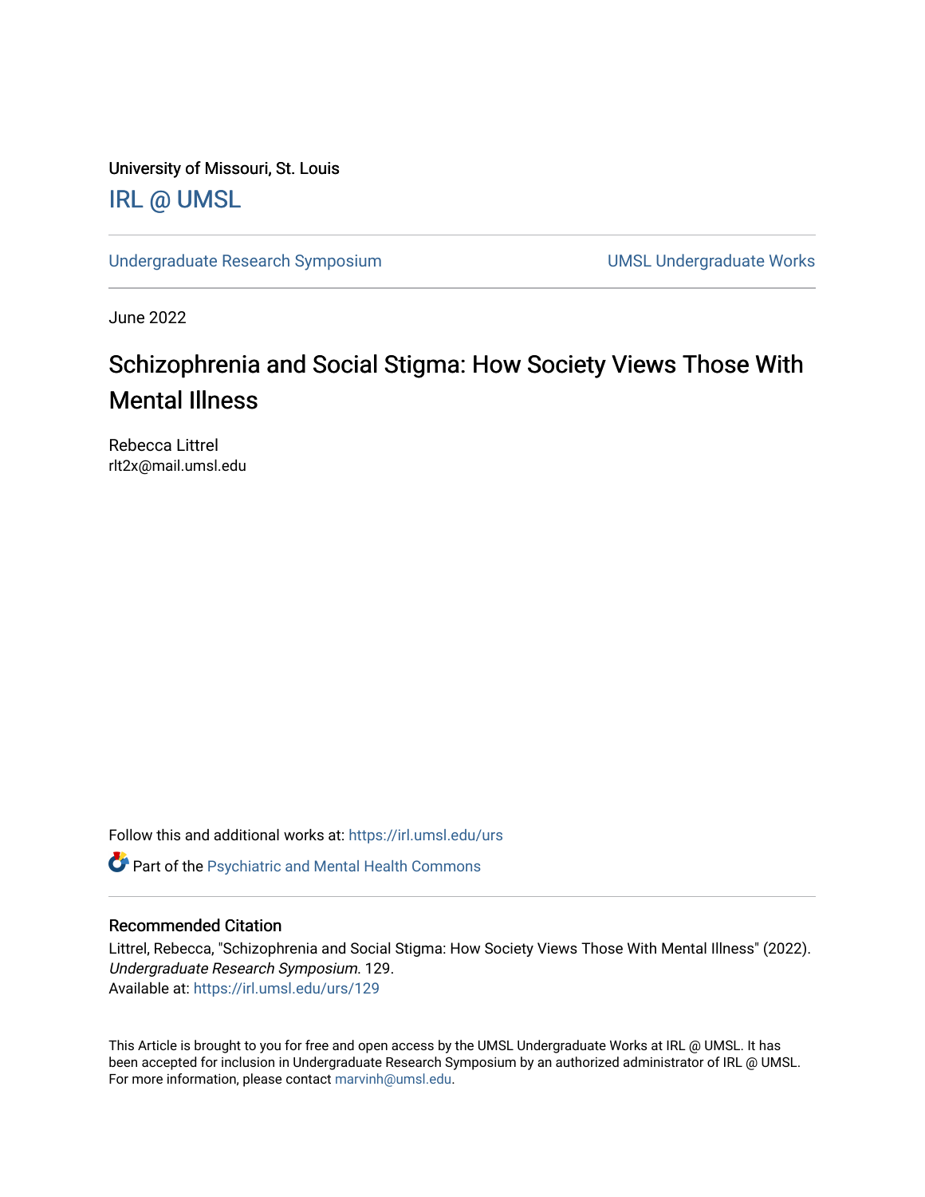University of Missouri, St. Louis

# IRL @ UMSL

Undergraduate Research Symposium | UMSL Undergraduate Works

June 2022

## Schizophrenia and Social Stigma: How Society Views Those With Mental Illness

Rebecca Littrel
rlt2x@mail.umsl.edu

Follow this and additional works at: https://irl.umsl.edu/urs

Part of the Psychiatric and Mental Health Commons

### Recommended Citation

Littrel, Rebecca, "Schizophrenia and Social Stigma: How Society Views Those With Mental Illness" (2022). *Undergraduate Research Symposium*. 129.
Available at: https://irl.umsl.edu/urs/129

This Article is brought to you for free and open access by the UMSL Undergraduate Works at IRL @ UMSL. It has been accepted for inclusion in Undergraduate Research Symposium by an authorized administrator of IRL @ UMSL. For more information, please contact marvinh@umsl.edu.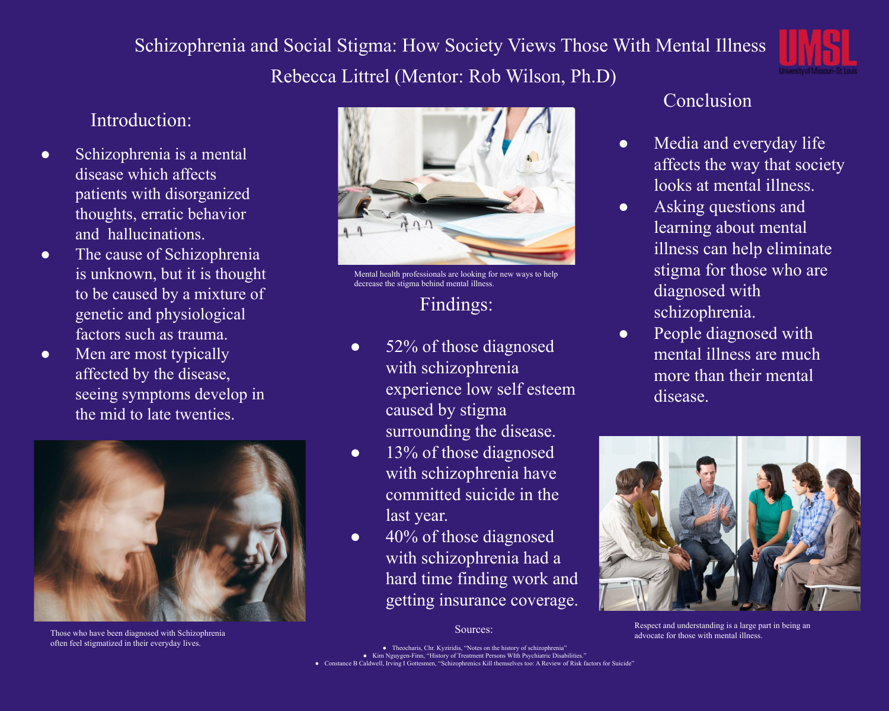# Schizophrenia and Social Stigma: How Society Views Those With Mental Illness

Rebecca Littrel (Mentor: Rob Wilson, Ph.D)

## Introduction:

- Schizophrenia is a mental disease which affects patients with disorganized thoughts, erratic behavior and hallucinations.
- The cause of Schizophrenia is unknown, but it is thought to be caused by a mixture of genetic and physiological factors such as trauma.
- Men are most typically affected by the disease, seeing symptoms develop in the mid to late twenties.

Those who have been diagnosed with Schizophrenia often feel stigmatized in their everyday lives.

Mental health professionals are looking for new ways to help decrease the stigma behind mental illness.

## Findings:

- 52% of those diagnosed with schizophrenia experience low self esteem caused by stigma surrounding the disease.
- 13% of those diagnosed with schizophrenia have committed suicide in the last year.
- 40% of those diagnosed with schizophrenia had a hard time finding work and getting insurance coverage.

## Conclusion

- Media and everyday life affects the way that society looks at mental illness.
- Asking questions and learning about mental illness can help eliminate stigma for those who are diagnosed with schizophrenia.
- People diagnosed with mental illness are much more than their mental disease.

Respect and understanding is a large part in being an advocate for those with mental illness.

Sources:

- Theocharis, Chr. Kyziridis, "Notes on the history of schizophrenia"
- Kim Nguygen-Finn, "History of Treatment Persons WIth Psychiatric Disabilities."
- Constance B Caldwell, Irving I Gottesmen, "Schizophrenics Kill themselves too: A Review of Risk factors for Suicide"